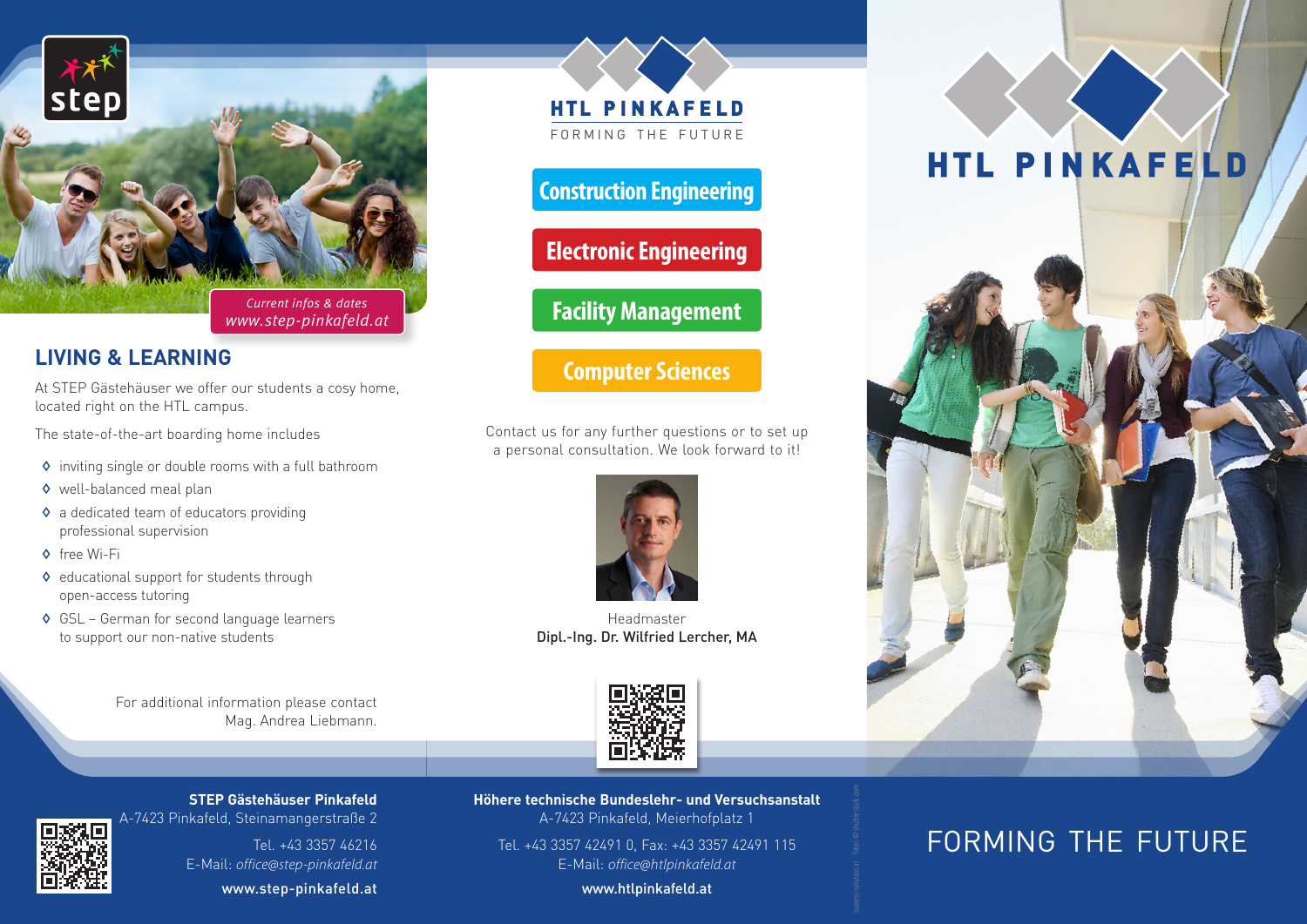step

*Current infos & dates*
*www.step-pinkafeld.at*

## LIVING & LEARNING

At STEP Gästehäuser we offer our students a cosy home, located right on the HTL campus.

The state-of-the-art boarding home includes

- inviting single or double rooms with a full bathroom
- well-balanced meal plan
- a dedicated team of educators providing professional supervision
- free Wi-Fi
- educational support for students through open-access tutoring
- GSL – German for second language learners to support our non-native students

For additional information please contact Mag. Andrea Liebmann.

**STEP Gästehäuser Pinkafeld**
A-7423 Pinkafeld, Steinamangerstraße 2

Tel. +43 3357 46216
E-Mail: *office@step-pinkafeld.at*

**www.step-pinkafeld.at**

# HTL PINKAFELD

FORMING THE FUTURE

**Construction Engineering**

**Electronic Engineering**

**Facility Management**

**Computer Sciences**

Contact us for any further questions or to set up a personal consultation. We look forward to it!

Headmaster
**Dipl.-Ing. Dr. Wilfried Lercher, MA**

**Höhere technische Bundeslehr- und Versuchsanstalt**
A-7423 Pinkafeld, Meierhofplatz 1

Tel. +43 3357 42491 0, Fax: +43 3357 42491 115
E-Mail: *office@htlpinkafeld.at*

**www.htlpinkafeld.at**

# HTL PINKAFELD

FORMING THE FUTURE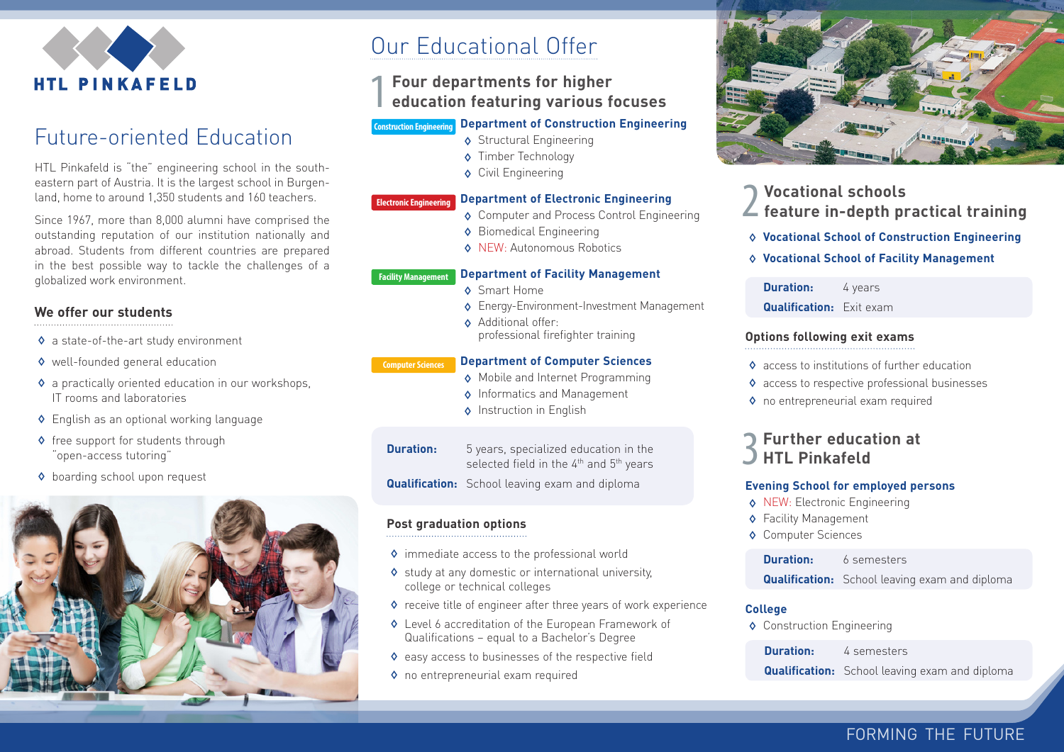# HTL PINKAFELD

## Future-oriented Education

HTL Pinkafeld is "the" engineering school in the south-eastern part of Austria. It is the largest school in Burgenland, home to around 1,350 students and 160 teachers.

Since 1967, more than 8,000 alumni have comprised the outstanding reputation of our institution nationally and abroad. Students from different countries are prepared in the best possible way to tackle the challenges of a globalized work environment.

### We offer our students

- a state-of-the-art study environment
- well-founded general education
- a practically oriented education in our workshops, IT rooms and laboratories
- English as an optional working language
- free support for students through "open-access tutoring"
- boarding school upon request

## Our Educational Offer

### 1 Four departments for higher education featuring various focuses

Construction Engineering

**Department of Construction Engineering**
- Structural Engineering
- Timber Technology
- Civil Engineering

Electronic Engineering

**Department of Electronic Engineering**
- Computer and Process Control Engineering
- Biomedical Engineering
- NEW: Autonomous Robotics

Facility Management

**Department of Facility Management**
- Smart Home
- Energy-Environment-Investment Management
- Additional offer: professional firefighter training

Computer Sciences

**Department of Computer Sciences**
- Mobile and Internet Programming
- Informatics and Management
- Instruction in English

| | |
|---|---|
| **Duration:** | 5 years, specialized education in the selected field in the 4th and 5th years |
| **Qualification:** | School leaving exam and diploma |

#### Post graduation options

- immediate access to the professional world
- study at any domestic or international university, college or technical colleges
- receive title of engineer after three years of work experience
- Level 6 accreditation of the European Framework of Qualifications – equal to a Bachelor's Degree
- easy access to businesses of the respective field
- no entrepreneurial exam required

### 2 Vocational schools feature in-depth practical training

- **Vocational School of Construction Engineering**
- **Vocational School of Facility Management**

| | |
|---|---|
| **Duration:** | 4 years |
| **Qualification:** | Exit exam |

#### Options following exit exams

- access to institutions of further education
- access to respective professional businesses
- no entrepreneurial exam required

### 3 Further education at HTL Pinkafeld

**Evening School for employed persons**
- NEW: Electronic Engineering
- Facility Management
- Computer Sciences

| | |
|---|---|
| **Duration:** | 6 semesters |
| **Qualification:** | School leaving exam and diploma |

**College**
- Construction Engineering

| | |
|---|---|
| **Duration:** | 4 semesters |
| **Qualification:** | School leaving exam and diploma |

FORMING THE FUTURE